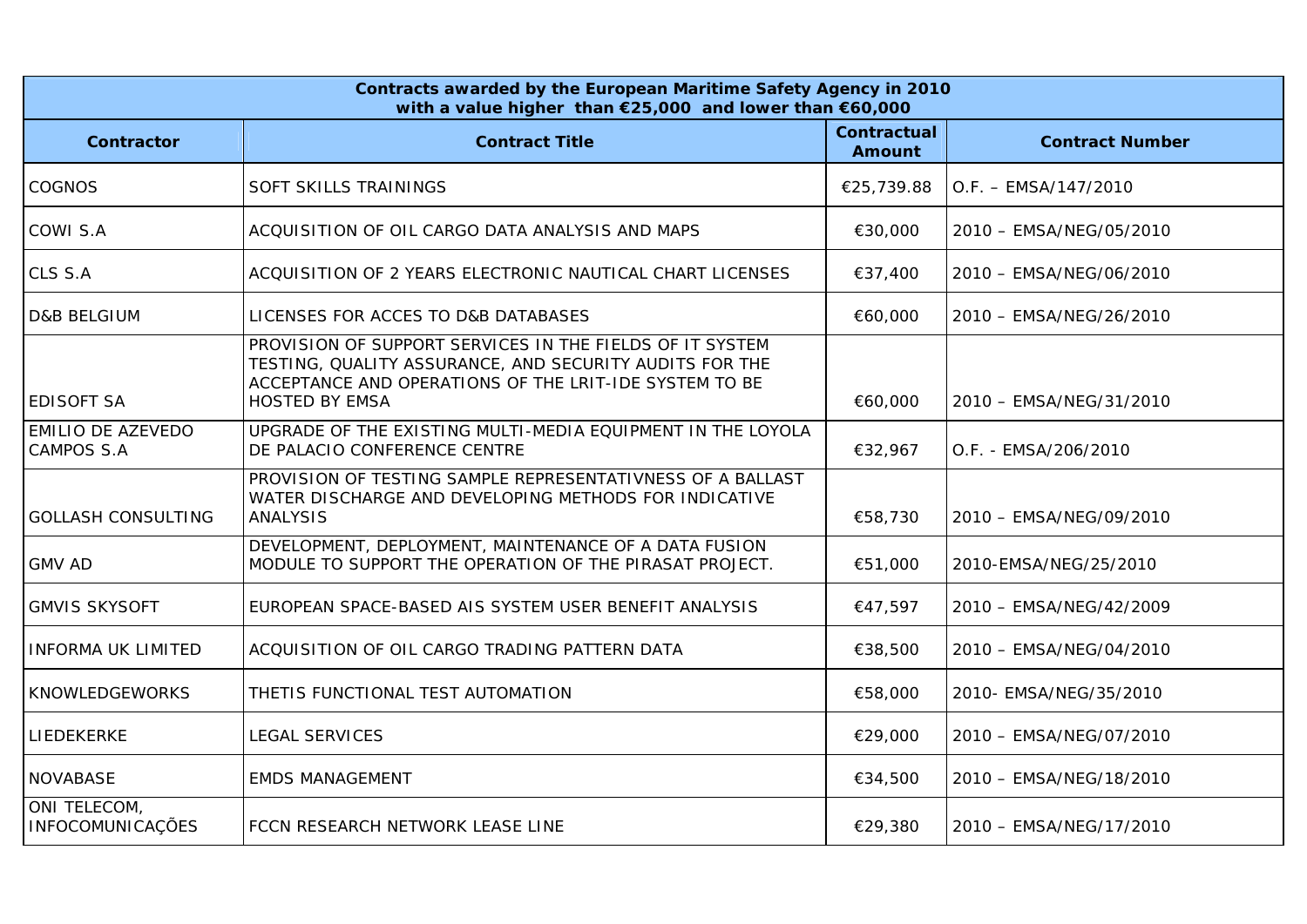| Contracts awarded by the European Maritime Safety Agency in 2010 with a value higher than €25,000 and lower than €60,000 | | | |
|---|---|---|---|
| **Contractor** | **Contract Title** | **Contractual Amount** | **Contract Number** |
| COGNOS | SOFT SKILLS TRAININGS | €25,739.88 | O.F. – EMSA/147/2010 |
| COWI S.A | ACQUISITION OF OIL CARGO DATA ANALYSIS AND MAPS | €30,000 | 2010 – EMSA/NEG/05/2010 |
| CLS S.A | ACQUISITION OF 2 YEARS ELECTRONIC NAUTICAL CHART LICENSES | €37,400 | 2010 – EMSA/NEG/06/2010 |
| D&B BELGIUM | LICENSES FOR ACCES TO D&B DATABASES | €60,000 | 2010 – EMSA/NEG/26/2010 |
| EDISOFT SA | PROVISION OF SUPPORT SERVICES IN THE FIELDS OF IT SYSTEM TESTING, QUALITY ASSURANCE, AND SECURITY AUDITS FOR THE ACCEPTANCE AND OPERATIONS OF THE LRIT-IDE SYSTEM TO BE HOSTED BY EMSA | €60,000 | 2010 – EMSA/NEG/31/2010 |
| EMILIO DE AZEVEDO CAMPOS S.A | UPGRADE OF THE EXISTING MULTI-MEDIA EQUIPMENT IN THE LOYOLA DE PALACIO CONFERENCE CENTRE | €32,967 | O.F. - EMSA/206/2010 |
| GOLLASH CONSULTING | PROVISION OF TESTING SAMPLE REPRESENTATIVNESS OF A BALLAST WATER DISCHARGE AND DEVELOPING METHODS FOR INDICATIVE ANALYSIS | €58,730 | 2010 – EMSA/NEG/09/2010 |
| GMV AD | DEVELOPMENT, DEPLOYMENT, MAINTENANCE OF A DATA FUSION MODULE TO SUPPORT THE OPERATION OF THE PIRASAT PROJECT. | €51,000 | 2010-EMSA/NEG/25/2010 |
| GMVIS SKYSOFT | EUROPEAN SPACE-BASED AIS SYSTEM USER BENEFIT ANALYSIS | €47,597 | 2010 – EMSA/NEG/42/2009 |
| INFORMA UK LIMITED | ACQUISITION OF OIL CARGO TRADING PATTERN DATA | €38,500 | 2010 – EMSA/NEG/04/2010 |
| KNOWLEDGEWORKS | THETIS FUNCTIONAL TEST AUTOMATION | €58,000 | 2010- EMSA/NEG/35/2010 |
| LIEDEKERKE | LEGAL SERVICES | €29,000 | 2010 – EMSA/NEG/07/2010 |
| NOVABASE | EMDS MANAGEMENT | €34,500 | 2010 – EMSA/NEG/18/2010 |
| ONI TELECOM, INFOCOMUNICAÇÕES | FCCN RESEARCH NETWORK LEASE LINE | €29,380 | 2010 – EMSA/NEG/17/2010 |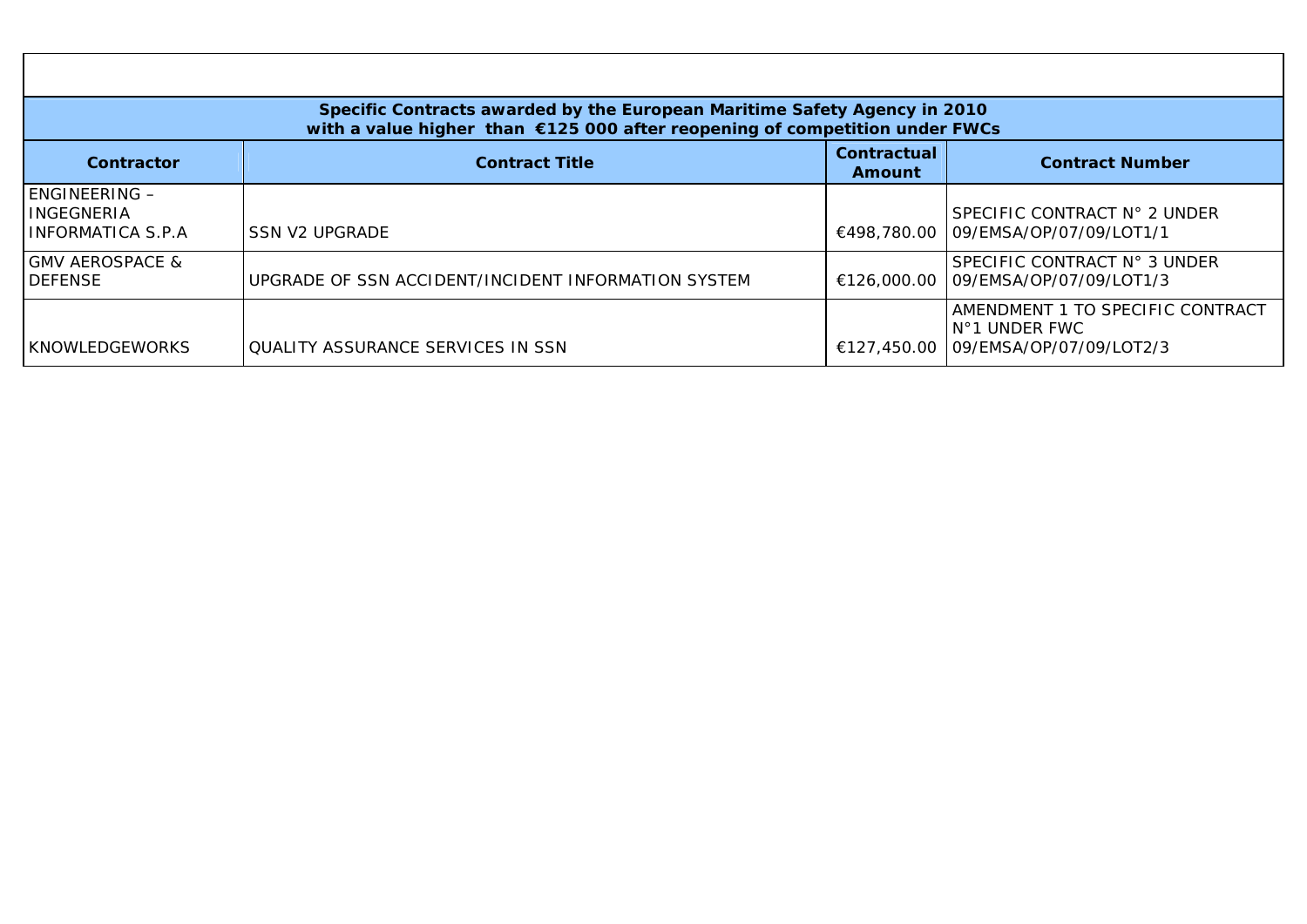| Specific Contracts awarded by the European Maritime Safety Agency in 2010 with a value higher than €125 000 after reopening of competition under FWCs | | | |
|---|---|---|---|
| **Contractor** | **Contract Title** | **Contractual Amount** | **Contract Number** |
| ENGINEERING – INGEGNERIA INFORMATICA S.P.A | SSN V2 UPGRADE | €498,780.00 | SPECIFIC CONTRACT N° 2 UNDER 09/EMSA/OP/07/09/LOT1/1 |
| GMV AEROSPACE & DEFENSE | UPGRADE OF SSN ACCIDENT/INCIDENT INFORMATION SYSTEM | €126,000.00 | SPECIFIC CONTRACT N° 3 UNDER 09/EMSA/OP/07/09/LOT1/3 |
| KNOWLEDGEWORKS | QUALITY ASSURANCE SERVICES IN SSN | €127,450.00 | AMENDMENT 1 TO SPECIFIC CONTRACT N°1 UNDER FWC 09/EMSA/OP/07/09/LOT2/3 |